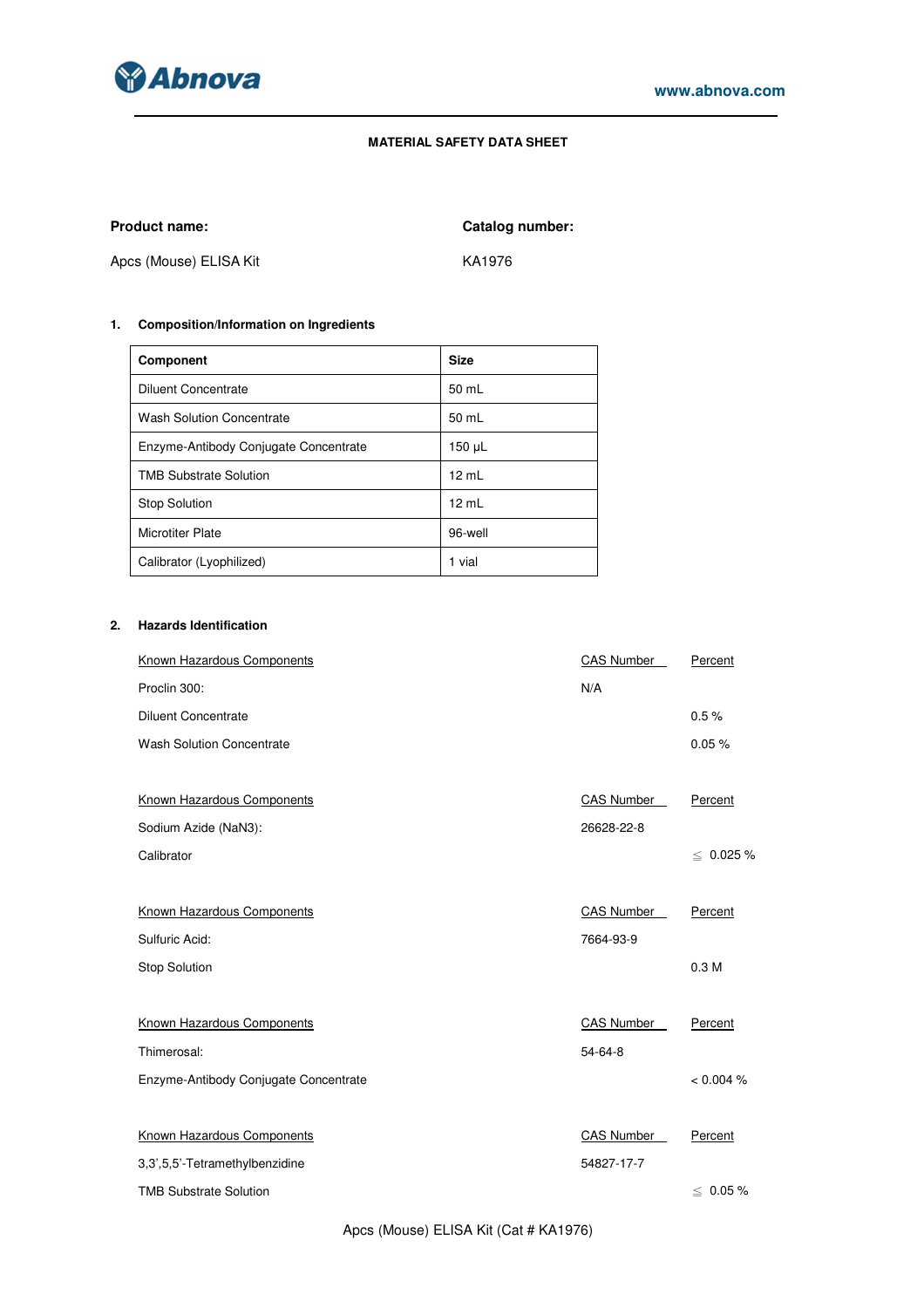**MATERIAL SAFETY DATA SHEET**

**Product name:**

Apcs (Mouse) ELISA Kit

**Catalog number:**

KA1976

## 1. Composition/Information on Ingredients

| Component | Size |
|---|---|
| Diluent Concentrate | 50 mL |
| Wash Solution Concentrate | 50 mL |
| Enzyme-Antibody Conjugate Concentrate | 150 μL |
| TMB Substrate Solution | 12 mL |
| Stop Solution | 12 mL |
| Microtiter Plate | 96-well |
| Calibrator (Lyophilized) | 1 vial |

## 2. Hazards Identification

| Known Hazardous Components | CAS Number | Percent |
|---|---|---|
| Proclin 300: | N/A | |
| Diluent Concentrate | | 0.5 % |
| Wash Solution Concentrate | | 0.05 % |

| Known Hazardous Components | CAS Number | Percent |
|---|---|---|
| Sodium Azide ($NaN_3$): | 26628-22-8 | |
| Calibrator | | ≦ 0.025 % |

| Known Hazardous Components | CAS Number | Percent |
|---|---|---|
| Sulfuric Acid: | 7664-93-9 | |
| Stop Solution | | 0.3 M |

| Known Hazardous Components | CAS Number | Percent |
|---|---|---|
| Thimerosal: | 54-64-8 | |
| Enzyme-Antibody Conjugate Concentrate | | < 0.004 % |

| Known Hazardous Components | CAS Number | Percent |
|---|---|---|
| 3,3',5,5'-Tetramethylbenzidine | 54827-17-7 | |
| TMB Substrate Solution | | ≦ 0.05 % |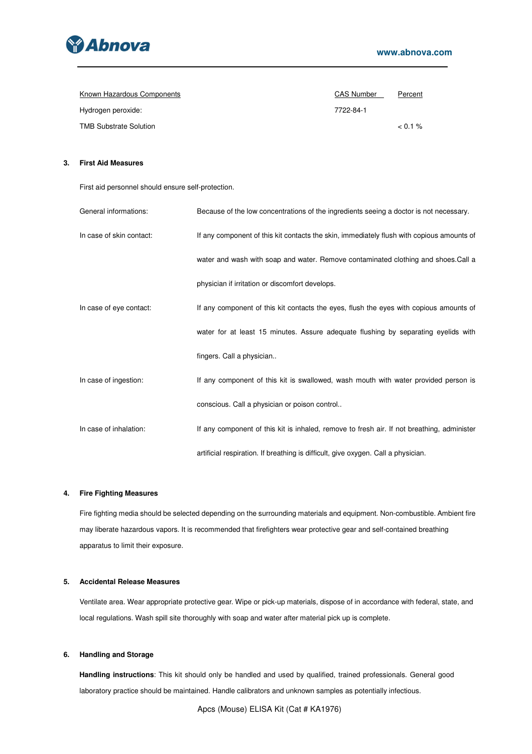| Known Hazardous Components | CAS Number | Percent |
|---|---|---|
| Hydrogen peroxide: | 7722-84-1 | |
| TMB Substrate Solution | | < 0.1 % |

## 3. First Aid Measures

First aid personnel should ensure self-protection.

| | |
|---|---|
| General informations: | Because of the low concentrations of the ingredients seeing a doctor is not necessary. |
| In case of skin contact: | If any component of this kit contacts the skin, immediately flush with copious amounts of water and wash with soap and water. Remove contaminated clothing and shoes.Call a physician if irritation or discomfort develops. |
| In case of eye contact: | If any component of this kit contacts the eyes, flush the eyes with copious amounts of water for at least 15 minutes. Assure adequate flushing by separating eyelids with fingers. Call a physician.. |
| In case of ingestion: | If any component of this kit is swallowed, wash mouth with water provided person is conscious. Call a physician or poison control.. |
| In case of inhalation: | If any component of this kit is inhaled, remove to fresh air. If not breathing, administer artificial respiration. If breathing is difficult, give oxygen. Call a physician. |

## 4. Fire Fighting Measures

Fire fighting media should be selected depending on the surrounding materials and equipment. Non-combustible. Ambient fire may liberate hazardous vapors. It is recommended that firefighters wear protective gear and self-contained breathing apparatus to limit their exposure.

## 5. Accidental Release Measures

Ventilate area. Wear appropriate protective gear. Wipe or pick-up materials, dispose of in accordance with federal, state, and local regulations. Wash spill site thoroughly with soap and water after material pick up is complete.

## 6. Handling and Storage

**Handling instructions**: This kit should only be handled and used by qualified, trained professionals. General good laboratory practice should be maintained. Handle calibrators and unknown samples as potentially infectious.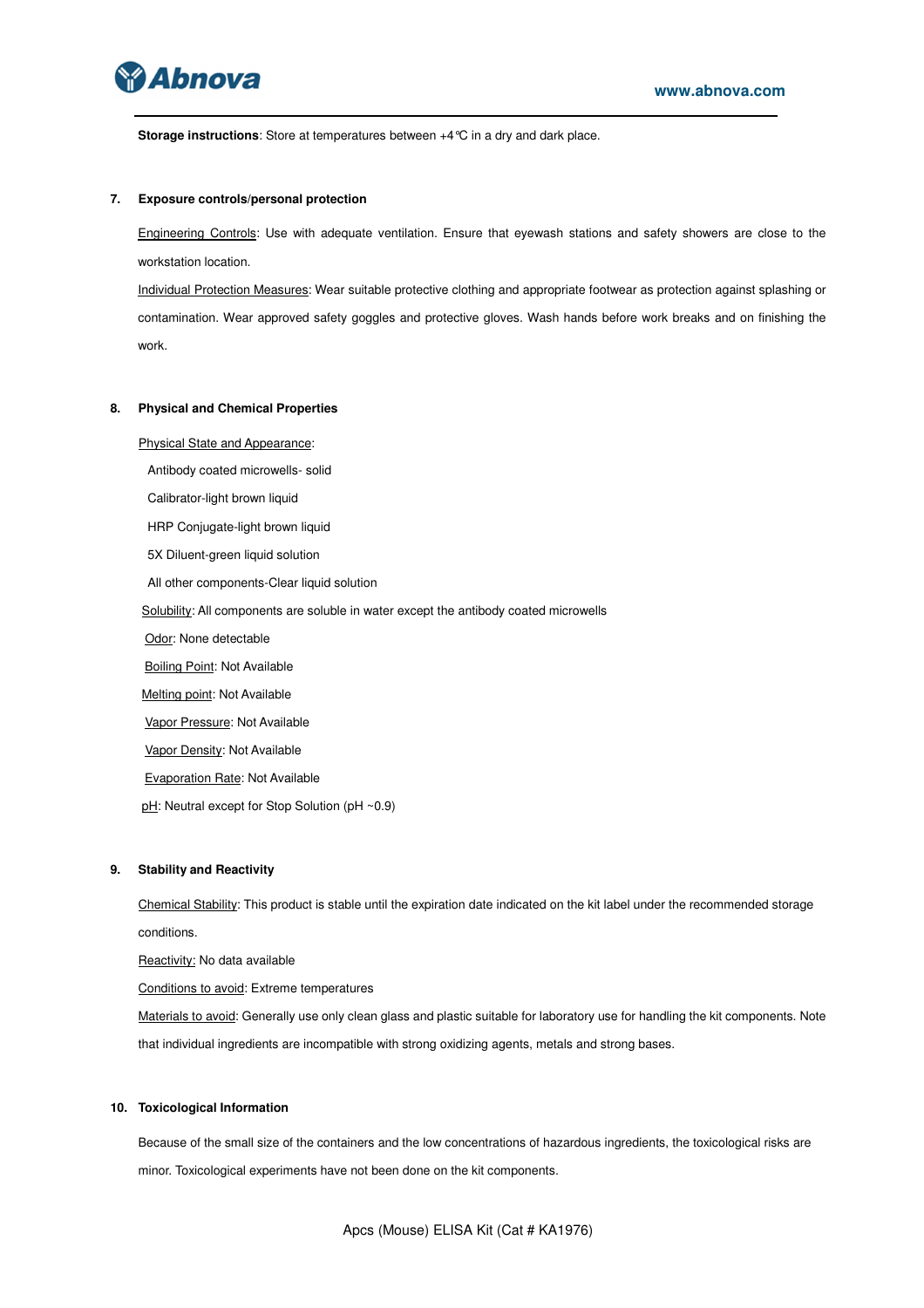**Storage instructions**: Store at temperatures between +4℃ in a dry and dark place.

## 7. Exposure controls/personal protection

Engineering Controls: Use with adequate ventilation. Ensure that eyewash stations and safety showers are close to the workstation location.

Individual Protection Measures: Wear suitable protective clothing and appropriate footwear as protection against splashing or contamination. Wear approved safety goggles and protective gloves. Wash hands before work breaks and on finishing the work.

## 8. Physical and Chemical Properties

Physical State and Appearance:

- Antibody coated microwells- solid
- Calibrator-light brown liquid
- HRP Conjugate-light brown liquid
- 5X Diluent-green liquid solution
- All other components-Clear liquid solution

Solubility: All components are soluble in water except the antibody coated microwells

Odor: None detectable

Boiling Point: Not Available

Melting point: Not Available

Vapor Pressure: Not Available

Vapor Density: Not Available

Evaporation Rate: Not Available

pH: Neutral except for Stop Solution (pH ~0.9)

## 9. Stability and Reactivity

Chemical Stability: This product is stable until the expiration date indicated on the kit label under the recommended storage conditions.

Reactivity: No data available

Conditions to avoid: Extreme temperatures

Materials to avoid: Generally use only clean glass and plastic suitable for laboratory use for handling the kit components. Note that individual ingredients are incompatible with strong oxidizing agents, metals and strong bases.

## 10. Toxicological Information

Because of the small size of the containers and the low concentrations of hazardous ingredients, the toxicological risks are minor. Toxicological experiments have not been done on the kit components.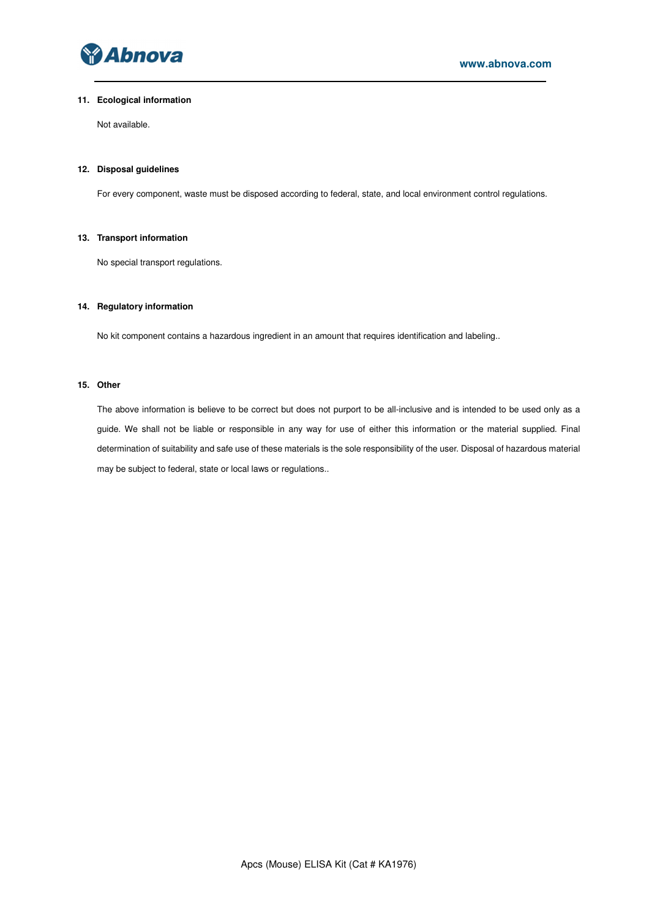## 11. Ecological information

Not available.

## 12. Disposal guidelines

For every component, waste must be disposed according to federal, state, and local environment control regulations.

## 13. Transport information

No special transport regulations.

## 14. Regulatory information

No kit component contains a hazardous ingredient in an amount that requires identification and labeling..

## 15. Other

The above information is believe to be correct but does not purport to be all-inclusive and is intended to be used only as a guide. We shall not be liable or responsible in any way for use of either this information or the material supplied. Final determination of suitability and safe use of these materials is the sole responsibility of the user. Disposal of hazardous material may be subject to federal, state or local laws or regulations..